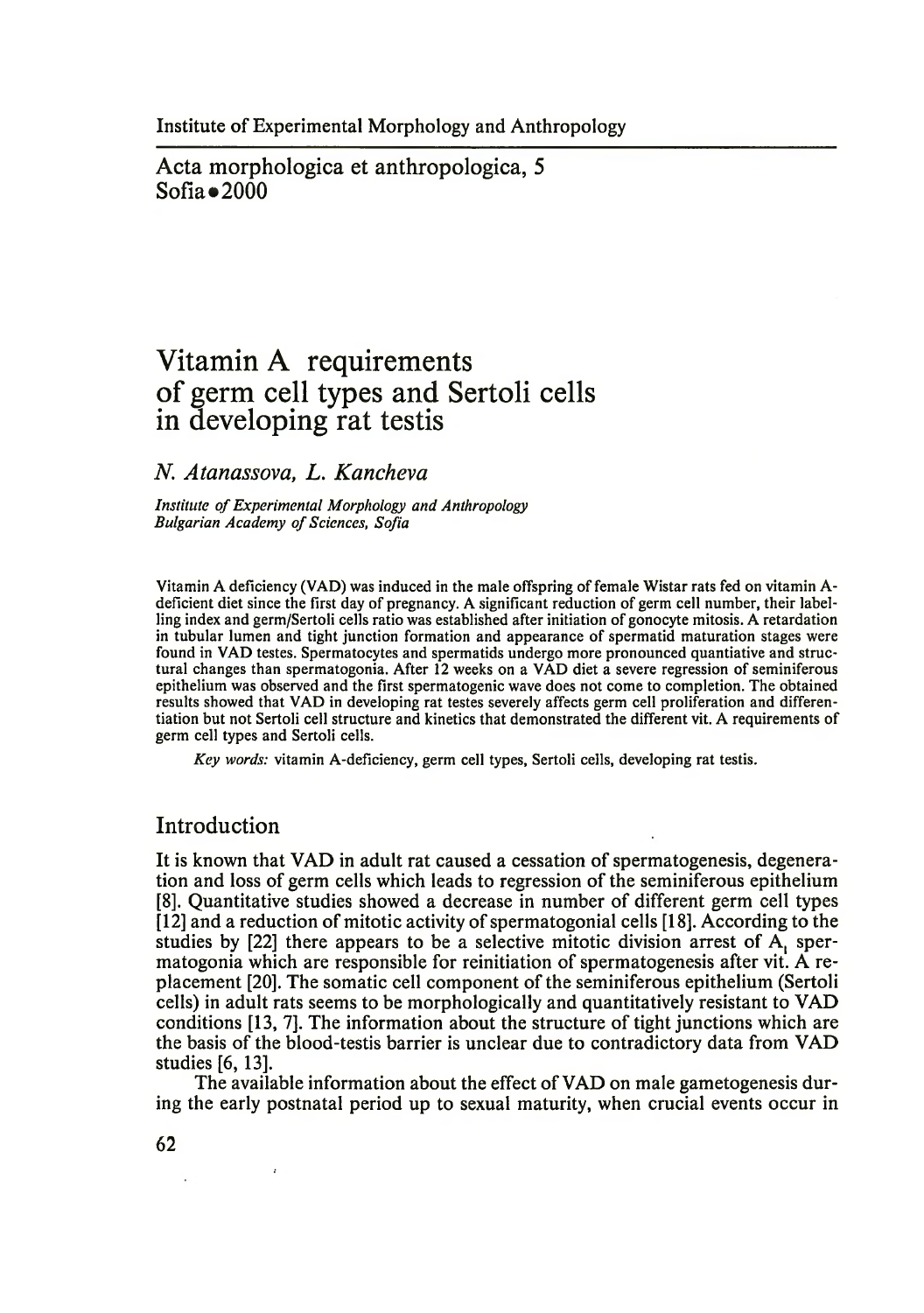Institute of Experimental Morphology and Anthropology

Acta morphologica et anthropologica, 5
Sofia • 2000

# Vitamin A requirements of germ cell types and Sertoli cells in developing rat testis

*N. Atanassova, L. Kancheva*

*Institute of Experimental Morphology and Anthropology*
*Bulgarian Academy of Sciences, Sofia*

Vitamin A deficiency (VAD) was induced in the male offspring of female Wistar rats fed on vitamin A-deficient diet since the first day of pregnancy. A significant reduction of germ cell number, their labelling index and germ/Sertoli cells ratio was established after initiation of gonocyte mitosis. A retardation in tubular lumen and tight junction formation and appearance of spermatid maturation stages were found in VAD testes. Spermatocytes and spermatids undergo more pronounced quantiative and structural changes than spermatogonia. After 12 weeks on a VAD diet a severe regression of seminiferous epithelium was observed and the first spermatogenic wave does not come to completion. The obtained results showed that VAD in developing rat testes severely affects germ cell proliferation and differentiation but not Sertoli cell structure and kinetics that demonstrated the different vit. A requirements of germ cell types and Sertoli cells.

*Key words:* vitamin A-deficiency, germ cell types, Sertoli cells, developing rat testis.

## Introduction

It is known that VAD in adult rat caused a cessation of spermatogenesis, degeneration and loss of germ cells which leads to regression of the seminiferous epithelium [8]. Quantitative studies showed a decrease in number of different germ cell types [12] and a reduction of mitotic activity of spermatogonial cells [18]. According to the studies by [22] there appears to be a selective mitotic division arrest of $A_1$ spermatogonia which are responsible for reinitiation of spermatogenesis after vit. A replacement [20]. The somatic cell component of the seminiferous epithelium (Sertoli cells) in adult rats seems to be morphologically and quantitatively resistant to VAD conditions [13, 7]. The information about the structure of tight junctions which are the basis of the blood-testis barrier is unclear due to contradictory data from VAD studies [6, 13].

The available information about the effect of VAD on male gametogenesis during the early postnatal period up to sexual maturity, when crucial events occur in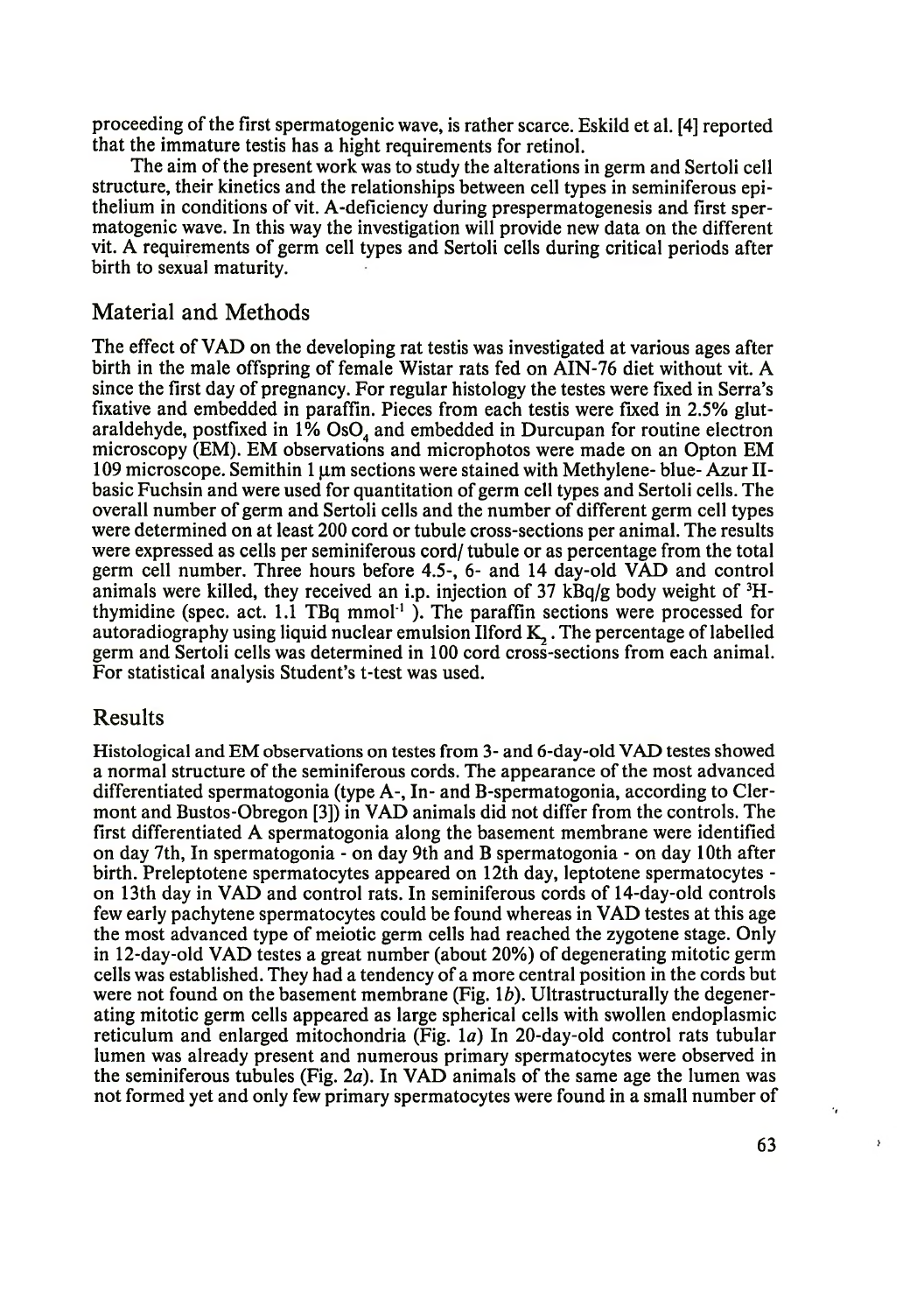proceeding of the first spermatogenic wave, is rather scarce. Eskild et al. [4] reported that the immature testis has a hight requirements for retinol.

The aim of the present work was to study the alterations in germ and Sertoli cell structure, their kinetics and the relationships between cell types in seminiferous epithelium in conditions of vit. A-deficiency during prespermatogenesis and first spermatogenic wave. In this way the investigation will provide new data on the different vit. A requirements of germ cell types and Sertoli cells during critical periods after birth to sexual maturity.

## Material and Methods

The effect of VAD on the developing rat testis was investigated at various ages after birth in the male offspring of female Wistar rats fed on AIN-76 diet without vit. A since the first day of pregnancy. For regular histology the testes were fixed in Serra's fixative and embedded in paraffin. Pieces from each testis were fixed in 2.5% glutaraldehyde, postfixed in 1% $OsO_4$ and embedded in Durcupan for routine electron microscopy (EM). EM observations and microphotos were made on an Opton EM 109 microscope. Semithin 1 µm sections were stained with Methylene- blue- Azur II- basic Fuchsin and were used for quantitation of germ cell types and Sertoli cells. The overall number of germ and Sertoli cells and the number of different germ cell types were determined on at least 200 cord or tubule cross-sections per animal. The results were expressed as cells per seminiferous cord/ tubule or as percentage from the total germ cell number. Three hours before 4.5-, 6- and 14 day-old VAD and control animals were killed, they received an i.p. injection of 37 kBq/g body weight of $^{3}H$-thymidine (spec. act. 1.1 TBq mmol$^{-1}$ ). The paraffin sections were processed for autoradiography using liquid nuclear emulsion Ilford $K_2$ . The percentage of labelled germ and Sertoli cells was determined in 100 cord cross-sections from each animal. For statistical analysis Student's t-test was used.

## Results

Histological and EM observations on testes from 3- and 6-day-old VAD testes showed a normal structure of the seminiferous cords. The appearance of the most advanced differentiated spermatogonia (type A-, In- and B-spermatogonia, according to Clermont and Bustos-Obregon [3]) in VAD animals did not differ from the controls. The first differentiated A spermatogonia along the basement membrane were identified on day 7th, In spermatogonia - on day 9th and B spermatogonia - on day 10th after birth. Preleptotene spermatocytes appeared on 12th day, leptotene spermatocytes - on 13th day in VAD and control rats. In seminiferous cords of 14-day-old controls few early pachytene spermatocytes could be found whereas in VAD testes at this age the most advanced type of meiotic germ cells had reached the zygotene stage. Only in 12-day-old VAD testes a great number (about 20%) of degenerating mitotic germ cells was established. They had a tendency of a more central position in the cords but were not found on the basement membrane (Fig. 1*b*). Ultrastructurally the degenerating mitotic germ cells appeared as large spherical cells with swollen endoplasmic reticulum and enlarged mitochondria (Fig. 1*a*) In 20-day-old control rats tubular lumen was already present and numerous primary spermatocytes were observed in the seminiferous tubules (Fig. 2*a*). In VAD animals of the same age the lumen was not formed yet and only few primary spermatocytes were found in a small number of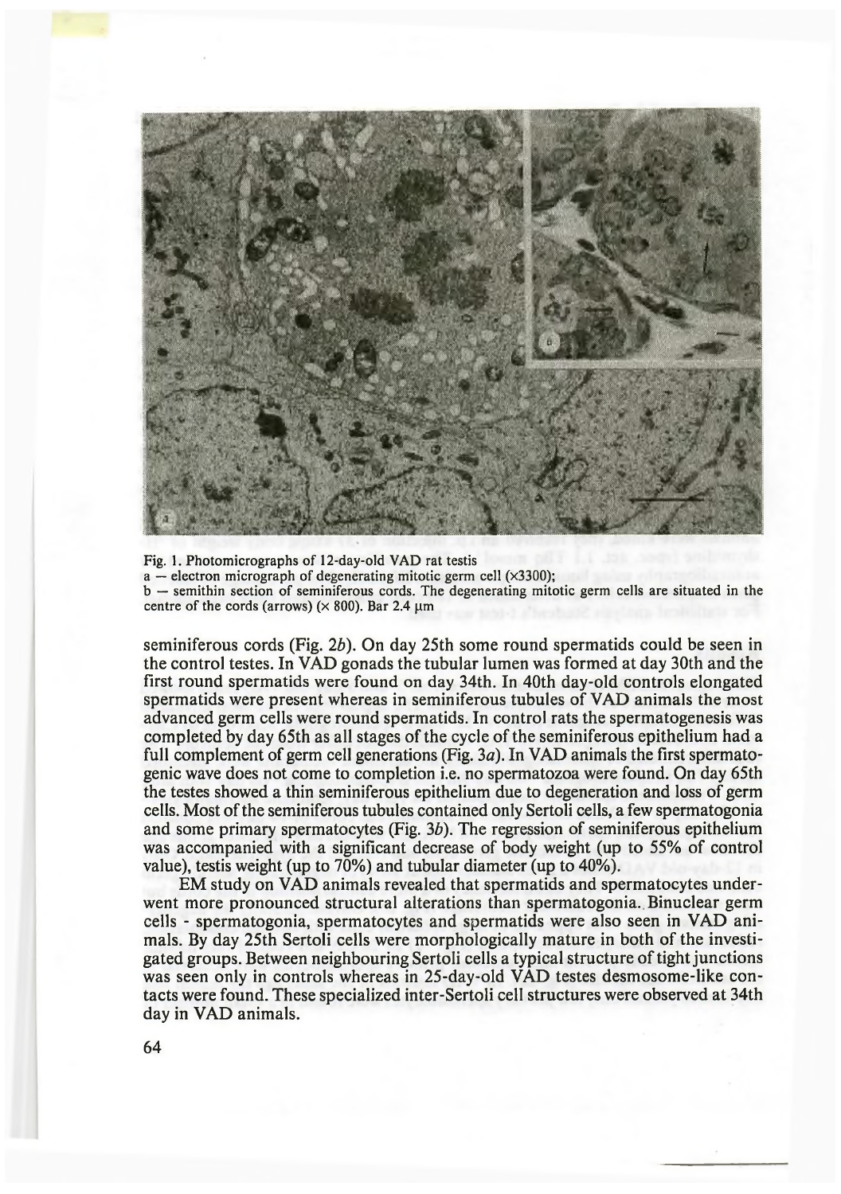Fig. 1. Photomicrographs of 12-day-old VAD rat testis

a — electron micrograph of degenerating mitotic germ cell (×3300);

b — semithin section of seminiferous cords. The degenerating mitotic germ cells are situated in the centre of the cords (arrows) (× 800). Bar 2.4 μm

seminiferous cords (Fig. 2*b*). On day 25th some round spermatids could be seen in the control testes. In VAD gonads the tubular lumen was formed at day 30th and the first round spermatids were found on day 34th. In 40th day-old controls elongated spermatids were present whereas in seminiferous tubules of VAD animals the most advanced germ cells were round spermatids. In control rats the spermatogenesis was completed by day 65th as all stages of the cycle of the seminiferous epithelium had a full complement of germ cell generations (Fig. 3*a*). In VAD animals the first spermatogenic wave does not come to completion i.e. no spermatozoa were found. On day 65th the testes showed a thin seminiferous epithelium due to degeneration and loss of germ cells. Most of the seminiferous tubules contained only Sertoli cells, a few spermatogonia and some primary spermatocytes (Fig. 3*b*). The regression of seminiferous epithelium was accompanied with a significant decrease of body weight (up to 55% of control value), testis weight (up to 70%) and tubular diameter (up to 40%).

EM study on VAD animals revealed that spermatids and spermatocytes underwent more pronounced structural alterations than spermatogonia. Binuclear germ cells - spermatogonia, spermatocytes and spermatids were also seen in VAD animals. By day 25th Sertoli cells were morphologically mature in both of the investigated groups. Between neighbouring Sertoli cells a typical structure of tight junctions was seen only in controls whereas in 25-day-old VAD testes desmosome-like contacts were found. These specialized inter-Sertoli cell structures were observed at 34th day in VAD animals.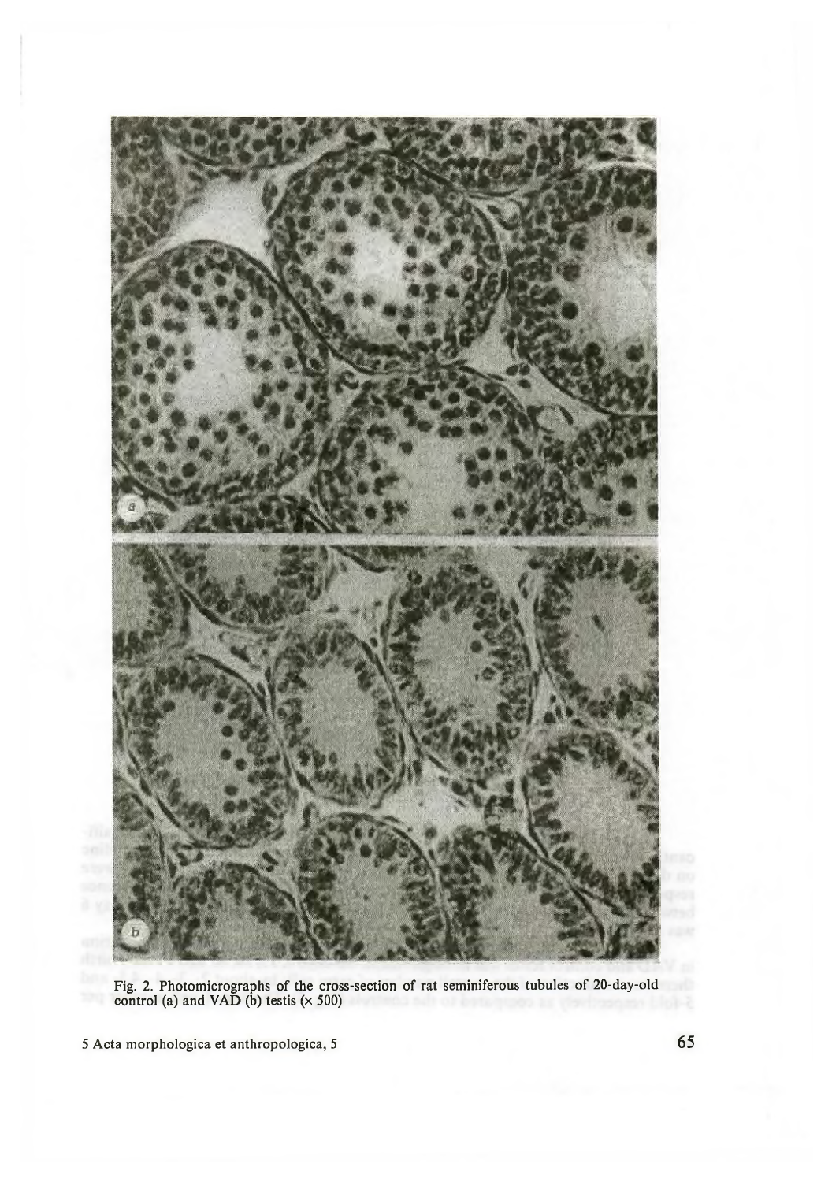Fig. 2. Photomicrographs of the cross-section of rat seminiferous tubules of 20-day-old control (a) and VAD (b) testis (× 500)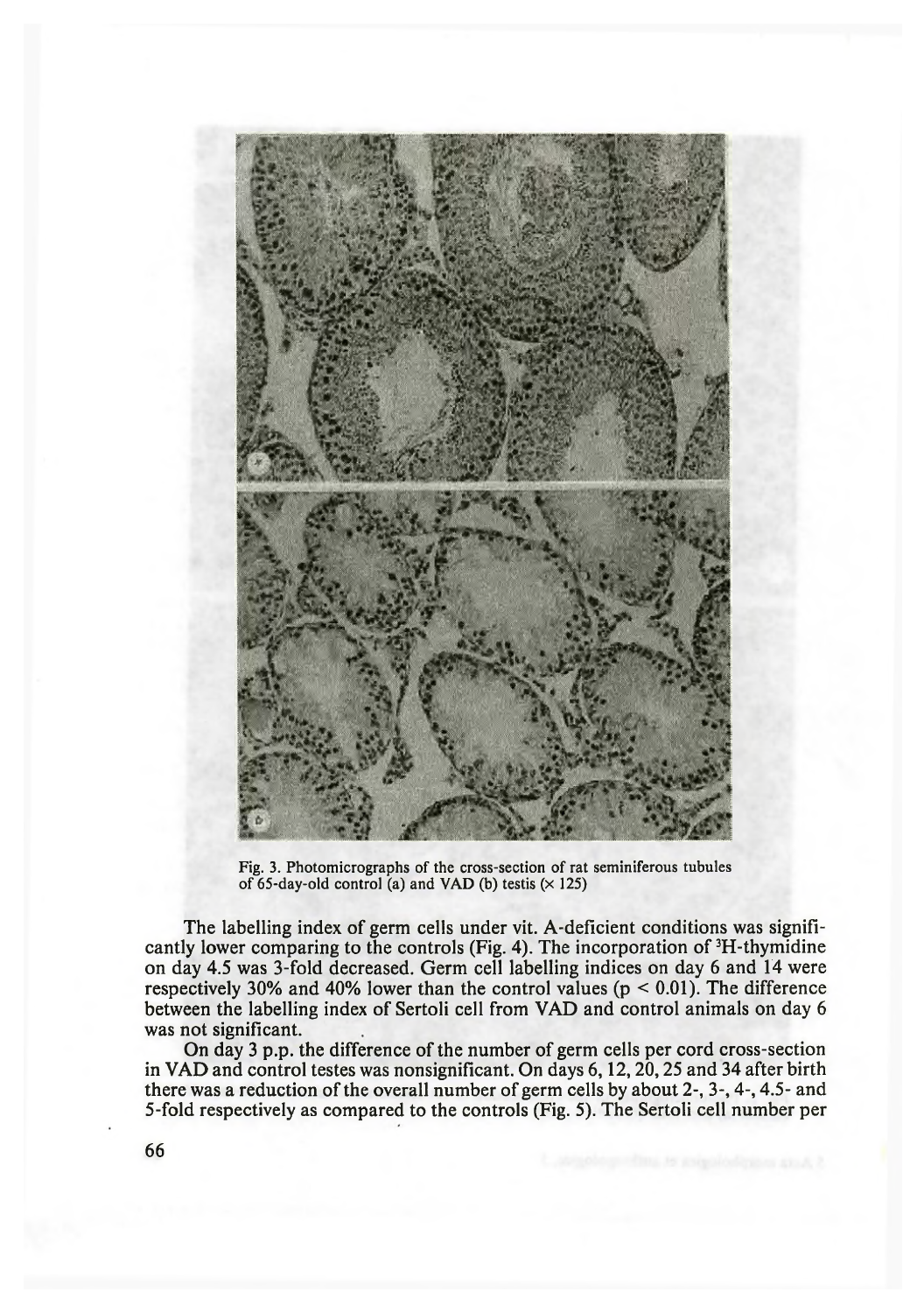Fig. 3. Photomicrographs of the cross-section of rat seminiferous tubules of 65-day-old control (a) and VAD (b) testis (× 125)

The labelling index of germ cells under vit. A-deficient conditions was significantly lower comparing to the controls (Fig. 4). The incorporation of $^3$H-thymidine on day 4.5 was 3-fold decreased. Germ cell labelling indices on day 6 and 14 were respectively 30% and 40% lower than the control values ($p < 0.01$). The difference between the labelling index of Sertoli cell from VAD and control animals on day 6 was not significant.

On day 3 p.p. the difference of the number of germ cells per cord cross-section in VAD and control testes was nonsignificant. On days 6, 12, 20, 25 and 34 after birth there was a reduction of the overall number of germ cells by about 2-, 3-, 4-, 4.5- and 5-fold respectively as compared to the controls (Fig. 5). The Sertoli cell number per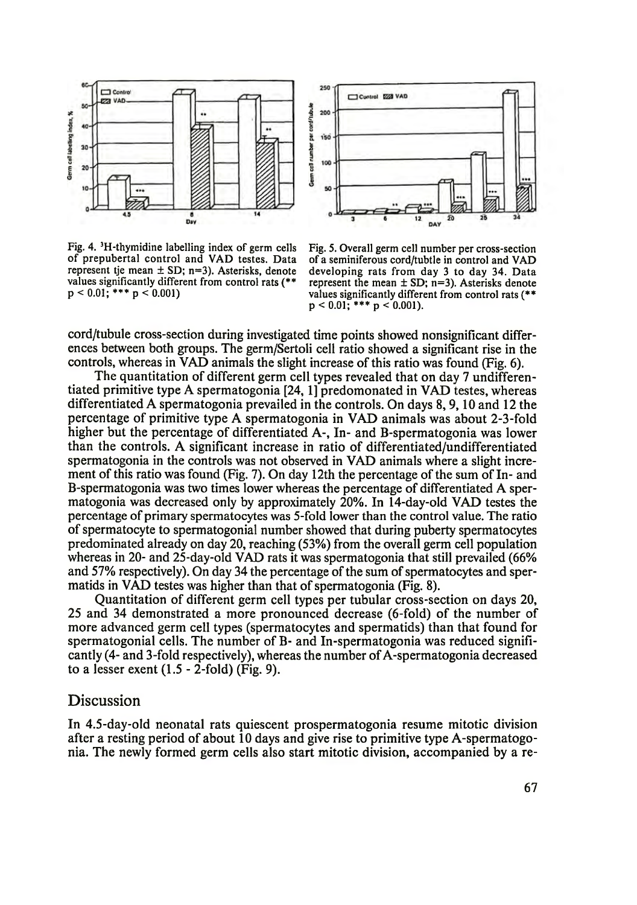Fig. 4. $^3$H-thymidine labelling index of germ cells of prepubertal control and VAD testes. Data represent tje mean ± SD; n=3). Asterisks, denote values significantly different from control rats (** $p < 0.01$; *** $p < 0.001$)

Fig. 5. Overall germ cell number per cross-section of a seminiferous cord/tubtle in control and VAD developing rats from day 3 to day 34. Data represent the mean ± SD; n=3). Asterisks denote values significantly different from control rats (** $p < 0.01$; *** $p < 0.001$).

cord/tubule cross-section during investigated time points showed nonsignificant differences between both groups. The germ/Sertoli cell ratio showed a significant rise in the controls, whereas in VAD animals the slight increase of this ratio was found (Fig. 6).

The quantitation of different germ cell types revealed that on day 7 undifferentiated primitive type A spermatogonia [24, 1] predomonated in VAD testes, whereas differentiated A spermatogonia prevailed in the controls. On days 8, 9, 10 and 12 the percentage of primitive type A spermatogonia in VAD animals was about 2-3-fold higher but the percentage of differentiated A-, In- and B-spermatogonia was lower than the controls. A significant increase in ratio of differentiated/undifferentiated spermatogonia in the controls was not observed in VAD animals where a slight increment of this ratio was found (Fig. 7). On day 12th the percentage of the sum of In- and B-spermatogonia was two times lower whereas the percentage of differentiated A spermatogonia was decreased only by approximately 20%. In 14-day-old VAD testes the percentage of primary spermatocytes was 5-fold lower than the control value. The ratio of spermatocyte to spermatogonial number showed that during puberty spermatocytes predominated already on day 20, reaching (53%) from the overall germ cell population whereas in 20- and 25-day-old VAD rats it was spermatogonia that still prevailed (66% and 57% respectively). On day 34 the percentage of the sum of spermatocytes and spermatids in VAD testes was higher than that of spermatogonia (Fig. 8).

Quantitation of different germ cell types per tubular cross-section on days 20, 25 and 34 demonstrated a more pronounced decrease (6-fold) of the number of more advanced germ cell types (spermatocytes and spermatids) than that found for spermatogonial cells. The number of B- and In-spermatogonia was reduced significantly (4- and 3-fold respectively), whereas the number of A-spermatogonia decreased to a lesser exent (1.5 - 2-fold) (Fig. 9).

## Discussion

In 4.5-day-old neonatal rats quiescent prospermatogonia resume mitotic division after a resting period of about 10 days and give rise to primitive type A-spermatogonia. The newly formed germ cells also start mitotic division, accompanied by a re-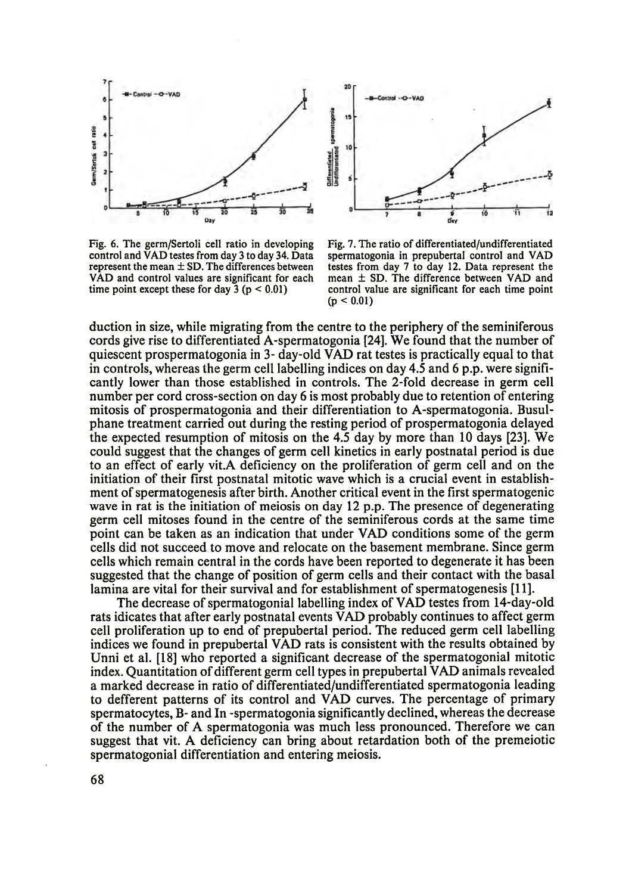-■- Control -○- VAD

Germ/Sertoli cell ratio

7
6
5
4
3
2
1
0

5 10 15 20 25 30 35

Day

Fig. 6. The germ/Sertoli cell ratio in developing control and VAD testes from day 3 to day 34. Data represent the mean ± SD. The differences between VAD and control values are significant for each time point except these for day 3 ($p < 0.01$)

-■- Control -○- VAD

Differentiated/Undifferentiated spermatogonia

20
15
10
5
0

7 8 9 10 11 12

Day

Fig. 7. The ratio of differentiated/undifferentiated spermatogonia in prepubertal control and VAD testes from day 7 to day 12. Data represent the mean ± SD. The difference between VAD and control value are significant for each time point ($p < 0.01$)

duction in size, while migrating from the centre to the periphery of the seminiferous cords give rise to differentiated A-spermatogonia [24]. We found that the number of quiescent prospermatogonia in 3- day-old VAD rat testes is practically equal to that in controls, whereas the germ cell labelling indices on day 4.5 and 6 p.p. were significantly lower than those established in controls. The 2-fold decrease in germ cell number per cord cross-section on day 6 is most probably due to retention of entering mitosis of prospermatogonia and their differentiation to A-spermatogonia. Busulphane treatment carried out during the resting period of prospermatogonia delayed the expected resumption of mitosis on the 4.5 day by more than 10 days [23]. We could suggest that the changes of germ cell kinetics in early postnatal period is due to an effect of early vit.A deficiency on the proliferation of germ cell and on the initiation of their first postnatal mitotic wave which is a crucial event in establishment of spermatogenesis after birth. Another critical event in the first spermatogenic wave in rat is the initiation of meiosis on day 12 p.p. The presence of degenerating germ cell mitoses found in the centre of the seminiferous cords at the same time point can be taken as an indication that under VAD conditions some of the germ cells did not succeed to move and relocate on the basement membrane. Since germ cells which remain central in the cords have been reported to degenerate it has been suggested that the change of position of germ cells and their contact with the basal lamina are vital for their survival and for establishment of spermatogenesis [11].

The decrease of spermatogonial labelling index of VAD testes from 14-day-old rats idicates that after early postnatal events VAD probably continues to affect germ cell proliferation up to end of prepubertal period. The reduced germ cell labelling indices we found in prepubertal VAD rats is consistent with the results obtained by Unni et al. [18] who reported a significant decrease of the spermatogonial mitotic index. Quantitation of different germ cell types in prepubertal VAD animals revealed a marked decrease in ratio of differentiated/undifferentiated spermatogonia leading to defferent patterns of its control and VAD curves. The percentage of primary spermatocytes, B- and In -spermatogonia significantly declined, whereas the decrease of the number of A spermatogonia was much less pronounced. Therefore we can suggest that vit. A deficiency can bring about retardation both of the premeiotic spermatogonial differentiation and entering meiosis.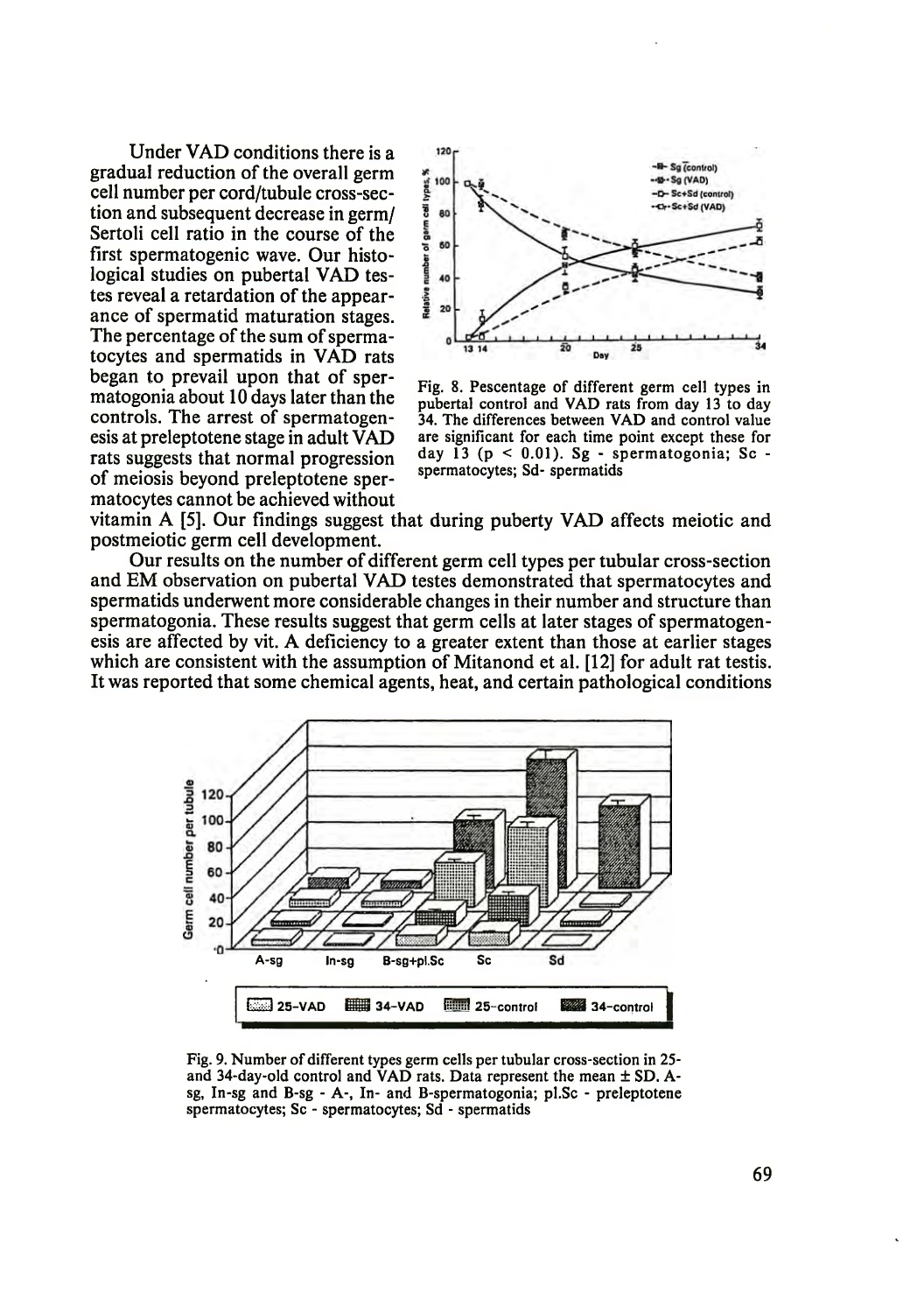Under VAD conditions there is a gradual reduction of the overall germ cell number per cord/tubule cross-section and subsequent decrease in germ/Sertoli cell ratio in the course of the first spermatogenic wave. Our histological studies on pubertal VAD testes reveal a retardation of the appearance of spermatid maturation stages. The percentage of the sum of spermatocytes and spermatids in VAD rats began to prevail upon that of spermatogonia about 10 days later than the controls. The arrest of spermatogenesis at preleptotene stage in adult VAD rats suggests that normal progression of meiosis beyond preleptotene spermatocytes cannot be achieved without vitamin A [5]. Our findings suggest that during puberty VAD affects meiotic and postmeiotic germ cell development.

Relative number of germ cell types, %

120
100
80
60
40
20
0

13 14
20
25
34

Day

Sg (control)
Sg (VAD)
Sc+Sd (control)
Sc+Sd (VAD)

Fig. 8. Pescentage of different germ cell types in pubertal control and VAD rats from day 13 to day 34. The differences between VAD and control value are significant for each time point except these for day 13 ($p < 0.01$). Sg - spermatogonia; Sc - spermatocytes; Sd- spermatids

Our results on the number of different germ cell types per tubular cross-section and EM observation on pubertal VAD testes demonstrated that spermatocytes and spermatids underwent more considerable changes in their number and structure than spermatogonia. These results suggest that germ cells at later stages of spermatogenesis are affected by vit. A deficiency to a greater extent than those at earlier stages which are consistent with the assumption of Mitanond et al. [12] for adult rat testis. It was reported that some chemical agents, heat, and certain pathological conditions

Germ cell number per tubule

120
100
80
60
40
20
0

A-sg
In-sg
B-sg+pl.Sc
Sc
Sd

25-VAD
34-VAD
25-control
34-control

Fig. 9. Number of different types germ cells per tubular cross-section in 25- and 34-day-old control and VAD rats. Data represent the mean ± SD. A-sg, In-sg and B-sg - A-, In- and B-spermatogonia; pl.Sc - preleptotene spermatocytes; Sc - spermatocytes; Sd - spermatids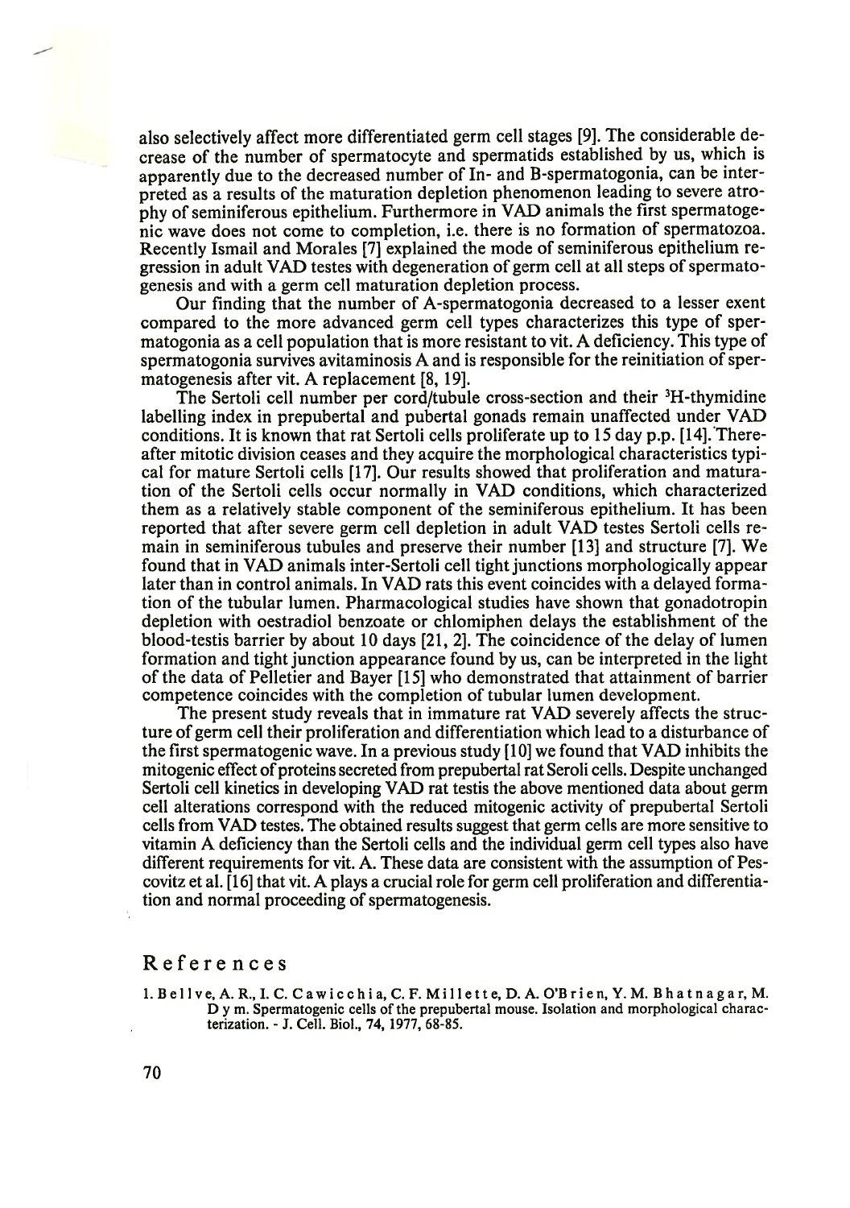also selectively affect more differentiated germ cell stages [9]. The considerable decrease of the number of spermatocyte and spermatids established by us, which is apparently due to the decreased number of In- and B-spermatogonia, can be interpreted as a results of the maturation depletion phenomenon leading to severe atrophy of seminiferous epithelium. Furthermore in VAD animals the first spermatogenic wave does not come to completion, i.e. there is no formation of spermatozoa. Recently Ismail and Morales [7] explained the mode of seminiferous epithelium regression in adult VAD testes with degeneration of germ cell at all steps of spermatogenesis and with a germ cell maturation depletion process.

Our finding that the number of A-spermatogonia decreased to a lesser exent compared to the more advanced germ cell types characterizes this type of spermatogonia as a cell population that is more resistant to vit. A deficiency. This type of spermatogonia survives avitaminosis A and is responsible for the reinitiation of spermatogenesis after vit. A replacement [8, 19].

The Sertoli cell number per cord/tubule cross-section and their $^{3}H$-thymidine labelling index in prepubertal and pubertal gonads remain unaffected under VAD conditions. It is known that rat Sertoli cells proliferate up to 15 day p.p. [14]. Thereafter mitotic division ceases and they acquire the morphological characteristics typical for mature Sertoli cells [17]. Our results showed that proliferation and maturation of the Sertoli cells occur normally in VAD conditions, which characterized them as a relatively stable component of the seminiferous epithelium. It has been reported that after severe germ cell depletion in adult VAD testes Sertoli cells remain in seminiferous tubules and preserve their number [13] and structure [7]. We found that in VAD animals inter-Sertoli cell tight junctions morphologically appear later than in control animals. In VAD rats this event coincides with a delayed formation of the tubular lumen. Pharmacological studies have shown that gonadotropin depletion with oestradiol benzoate or chlomiphen delays the establishment of the blood-testis barrier by about 10 days [21, 2]. The coincidence of the delay of lumen formation and tight junction appearance found by us, can be interpreted in the light of the data of Pelletier and Bayer [15] who demonstrated that attainment of barrier competence coincides with the completion of tubular lumen development.

The present study reveals that in immature rat VAD severely affects the structure of germ cell their proliferation and differentiation which lead to a disturbance of the first spermatogenic wave. In a previous study [10] we found that VAD inhibits the mitogenic effect of proteins secreted from prepubertal rat Seroli cells. Despite unchanged Sertoli cell kinetics in developing VAD rat testis the above mentioned data about germ cell alterations correspond with the reduced mitogenic activity of prepubertal Sertoli cells from VAD testes. The obtained results suggest that germ cells are more sensitive to vitamin A deficiency than the Sertoli cells and the individual germ cell types also have different requirements for vit. A. These data are consistent with the assumption of Pescovitz et al. [16] that vit. A plays a crucial role for germ cell proliferation and differentiation and normal proceeding of spermatogenesis.

## References

1. Bellve, A. R., I. C. Cawicchia, C. F. Millette, D. A. O'Brien, Y. M. Bhatnagar, M. Dym. Spermatogenic cells of the prepubertal mouse. Isolation and morphological characterization. - J. Cell. Biol., 74, 1977, 68-85.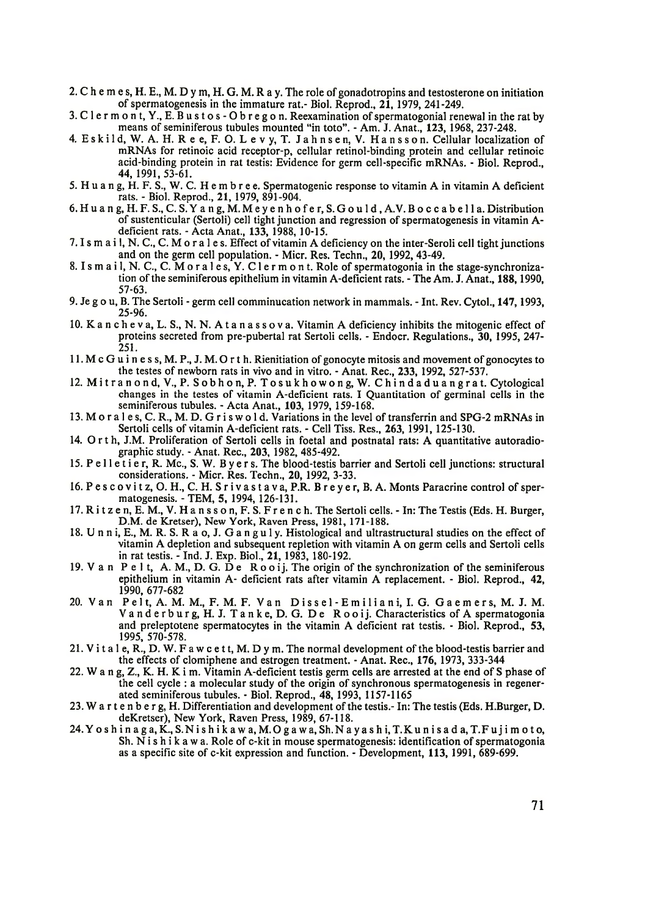2. Chemes, H. E., M. Dym, H. G. M. Ray. The role of gonadotropins and testosterone on initiation of spermatogenesis in the immature rat.- Biol. Reprod., **21**, 1979, 241-249.

3. Clermont, Y., E. Bustos-Obregon. Reexamination of spermatogonial renewal in the rat by means of seminiferous tubules mounted "in toto". - Am. J. Anat., **123**, 1968, 237-248.

4. Eskild, W. A. H. Ree, F. O. Levy, T. Jahnsen, V. Hansson. Cellular localization of mRNAs for retinoic acid receptor-p, cellular retinol-binding protein and cellular retinoic acid-binding protein in rat testis: Evidence for germ cell-specific mRNAs. - Biol. Reprod., **44**, 1991, 53-61.

5. Huang, H. F. S., W. C. Hembree. Spermatogenic response to vitamin A in vitamin A deficient rats. - Biol. Reprod., **21**, 1979, 891-904.

6. Huang, H. F. S., C. S. Yang, M. Meyenhofer, S. Gould, A.V. Boccabella. Distribution of sustenticular (Sertoli) cell tight junction and regression of spermatogenesis in vitamin A-deficient rats. - Acta Anat., **133**, 1988, 10-15.

7. Ismail, N. C., C. Morales. Effect of vitamin A deficiency on the inter-Seroli cell tight junctions and on the germ cell population. - Micr. Res. Techn., **20**, 1992, 43-49.

8. Ismail, N. C., C. Morales, Y. Clermont. Role of spermatogonia in the stage-synchronization of the seminiferous epithelium in vitamin A-deficient rats. - The Am. J. Anat., **188**, 1990, 57-63.

9. Jegou, B. The Sertoli - germ cell comminucation network in mammals. - Int. Rev. Cytol., **147**, 1993, 25-96.

10. Kancheva, L. S., N. N. Atanassova. Vitamin A deficiency inhibits the mitogenic effect of proteins secreted from pre-pubertal rat Sertoli cells. - Endocr. Regulations., **30**, 1995, 247-251.

11. McGuiness, M. P., J. M. Orth. Rienitiation of gonocyte mitosis and movement of gonocytes to the testes of newborn rats in vivo and in vitro. - Anat. Rec., **233**, 1992, 527-537.

12. Mitranond, V., P. Sobhon, P. Tosukhowong, W. Chindaduangrat. Cytological changes in the testes of vitamin A-deficient rats. I Quantitation of germinal cells in the seminiferous tubules. - Acta Anat., **103**, 1979, 159-168.

13. Morales, C. R., M. D. Griswold. Variations in the level of transferrin and SPG-2 mRNAs in Sertoli cells of vitamin A-deficient rats. - Cell Tiss. Res., **263**, 1991, 125-130.

14. Orth, J.M. Proliferation of Sertoli cells in foetal and postnatal rats: A quantitative autoradiographic study. - Anat. Rec., **203**, 1982, 485-492.

15. Pelletier, R. Mc., S. W. Byers. The blood-testis barrier and Sertoli cell junctions: structural considerations. - Micr. Res. Techn., **20**, 1992, 3-33.

16. Pescovitz, O. H., C. H. Srivastava, P.R. Breyer, B. A. Monts Paracrine control of spermatogenesis. - TEM, **5**, 1994, 126-131.

17. Ritzen, E. M., V. Hansson, F. S. French. The Sertoli cells. - In: The Testis (Eds. H. Burger, D.M. de Kretser), New York, Raven Press, 1981, 171-188.

18. Unni, E., M. R. S. Rao, J. Ganguly. Histological and ultrastructural studies on the effect of vitamin A depletion and subsequent repletion with vitamin A on germ cells and Sertoli cells in rat testis. - Ind. J. Exp. Biol., **21**, 1983, 180-192.

19. Van Pelt, A. M., D. G. De Rooij. The origin of the synchronization of the seminiferous epithelium in vitamin A- deficient rats after vitamin A replacement. - Biol. Reprod., **42**, 1990, 677-682

20. Van Pelt, A. M. M., F. M. F. Van Dissel-Emiliani, I. G. Gaemers, M. J. M. Vanderburg, H. J. Tanke, D. G. De Rooij. Characteristics of A spermatogonia and preleptotene spermatocytes in the vitamin A deficient rat testis. - Biol. Reprod., **53**, 1995, 570-578.

21. Vitale, R., D. W. Fawcett, M. Dym. The normal development of the blood-testis barrier and the effects of clomiphene and estrogen treatment. - Anat. Rec., **176**, 1973, 333-344

22. Wang, Z., K. H. Kim. Vitamin A-deficient testis germ cells are arrested at the end of S phase of the cell cycle : a molecular study of the origin of synchronous spermatogenesis in regenerated seminiferous tubules. - Biol. Reprod., **48**, 1993, 1157-1165

23. Wartenberg, H. Differentiation and development of the testis.- In: The testis (Eds. H.Burger, D. deKretser), New York, Raven Press, 1989, 67-118.

24. Yoshinaga, K., S. Nishikawa, M. Ogawa, Sh. Nayashi, T. Kunisada, T. Fujimoto, Sh. Nishikawa. Role of c-kit in mouse spermatogenesis: identification of spermatogonia as a specific site of c-kit expression and function. - Development, **113**, 1991, 689-699.